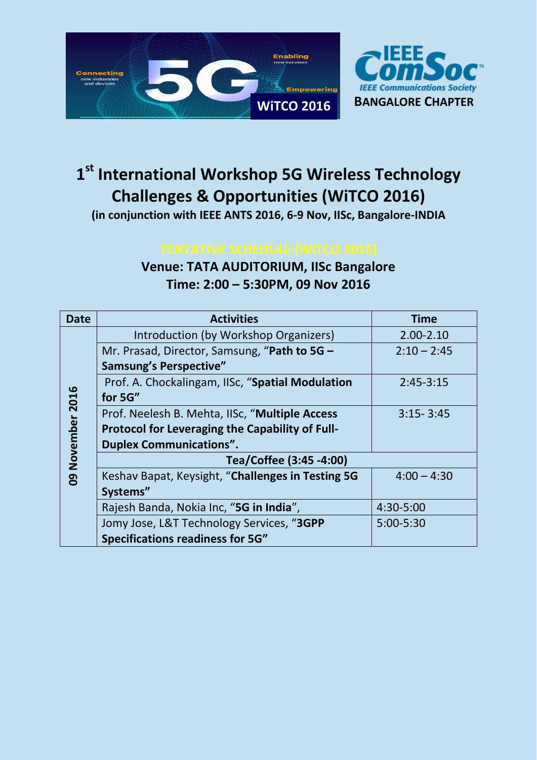WiTCO 2016

IEEE ComSoc
IEEE Communications Society
BANGALORE CHAPTER

# 1st International Workshop 5G Wireless Technology Challenges & Opportunities (WiTCO 2016)

**(in conjunction with IEEE ANTS 2016, 6-9 Nov, IISc, Bangalore-INDIA**

## TENTATIVE SCHEDULE (WiTCO 2016)

**Venue: TATA AUDITORIUM, IISc Bangalore**
**Time: 2:00 – 5:30PM, 09 Nov 2016**

| Date | Activities | Time |
|---|---|---|
| 09 November 2016 | Introduction (by Workshop Organizers) | 2.00-2.10 |
| | Mr. Prasad, Director, Samsung, "**Path to 5G – Samsung's Perspective"** | 2:10 – 2:45 |
| | Prof. A. Chockalingam, IISc, "**Spatial Modulation for 5G"** | 2:45-3:15 |
| | Prof. Neelesh B. Mehta, IISc, "**Multiple Access Protocol for Leveraging the Capability of Full-Duplex Communications".** | 3:15- 3:45 |
| | **Tea/Coffee (3:45 -4:00)** | |
| | Keshav Bapat, Keysight, "**Challenges in Testing 5G Systems"** | 4:00 – 4:30 |
| | Rajesh Banda, Nokia Inc, "**5G in India**", | 4:30-5:00 |
| | Jomy Jose, L&T Technology Services, "**3GPP Specifications readiness for 5G"** | 5:00-5:30 |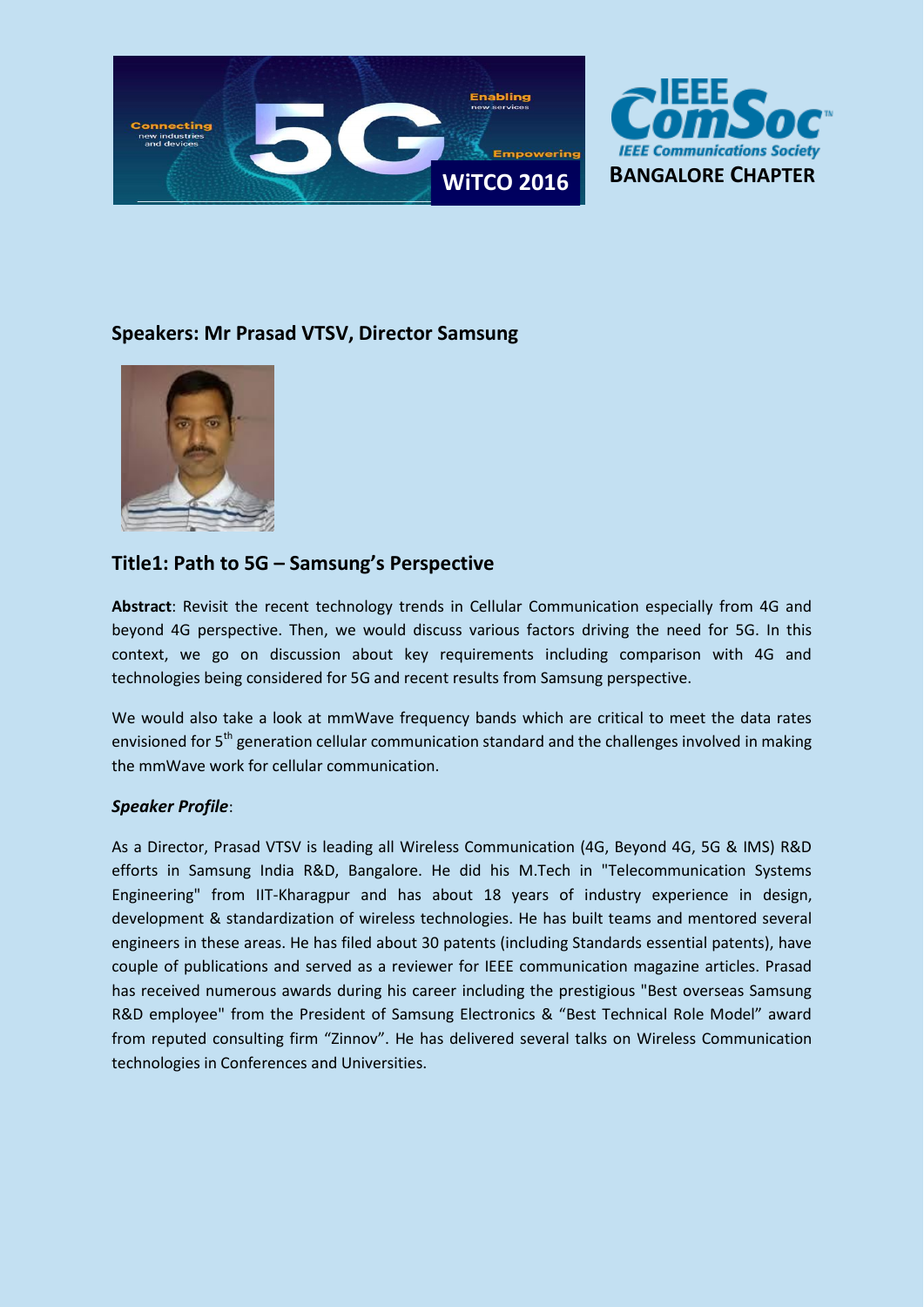## Speakers: Mr Prasad VTSV, Director Samsung

## Title1: Path to 5G – Samsung's Perspective

**Abstract**: Revisit the recent technology trends in Cellular Communication especially from 4G and beyond 4G perspective. Then, we would discuss various factors driving the need for 5G. In this context, we go on discussion about key requirements including comparison with 4G and technologies being considered for 5G and recent results from Samsung perspective.

We would also take a look at mmWave frequency bands which are critical to meet the data rates envisioned for 5$^{th}$ generation cellular communication standard and the challenges involved in making the mmWave work for cellular communication.

***Speaker Profile***:

As a Director, Prasad VTSV is leading all Wireless Communication (4G, Beyond 4G, 5G & IMS) R&D efforts in Samsung India R&D, Bangalore. He did his M.Tech in "Telecommunication Systems Engineering" from IIT-Kharagpur and has about 18 years of industry experience in design, development & standardization of wireless technologies. He has built teams and mentored several engineers in these areas. He has filed about 30 patents (including Standards essential patents), have couple of publications and served as a reviewer for IEEE communication magazine articles. Prasad has received numerous awards during his career including the prestigious "Best overseas Samsung R&D employee" from the President of Samsung Electronics & "Best Technical Role Model" award from reputed consulting firm "Zinnov". He has delivered several talks on Wireless Communication technologies in Conferences and Universities.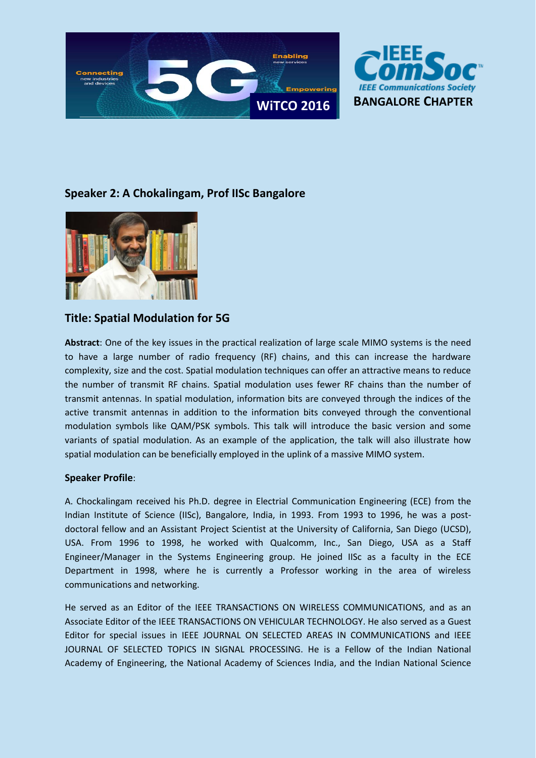## Speaker 2: A Chokalingam, Prof IISc Bangalore

## Title: Spatial Modulation for 5G

**Abstract**: One of the key issues in the practical realization of large scale MIMO systems is the need to have a large number of radio frequency (RF) chains, and this can increase the hardware complexity, size and the cost. Spatial modulation techniques can offer an attractive means to reduce the number of transmit RF chains. Spatial modulation uses fewer RF chains than the number of transmit antennas. In spatial modulation, information bits are conveyed through the indices of the active transmit antennas in addition to the information bits conveyed through the conventional modulation symbols like QAM/PSK symbols. This talk will introduce the basic version and some variants of spatial modulation. As an example of the application, the talk will also illustrate how spatial modulation can be beneficially employed in the uplink of a massive MIMO system.

**Speaker Profile**:

A. Chockalingam received his Ph.D. degree in Electrial Communication Engineering (ECE) from the Indian Institute of Science (IISc), Bangalore, India, in 1993. From 1993 to 1996, he was a post-doctoral fellow and an Assistant Project Scientist at the University of California, San Diego (UCSD), USA. From 1996 to 1998, he worked with Qualcomm, Inc., San Diego, USA as a Staff Engineer/Manager in the Systems Engineering group. He joined IISc as a faculty in the ECE Department in 1998, where he is currently a Professor working in the area of wireless communications and networking.

He served as an Editor of the IEEE TRANSACTIONS ON WIRELESS COMMUNICATIONS, and as an Associate Editor of the IEEE TRANSACTIONS ON VEHICULAR TECHNOLOGY. He also served as a Guest Editor for special issues in IEEE JOURNAL ON SELECTED AREAS IN COMMUNICATIONS and IEEE JOURNAL OF SELECTED TOPICS IN SIGNAL PROCESSING. He is a Fellow of the Indian National Academy of Engineering, the National Academy of Sciences India, and the Indian National Science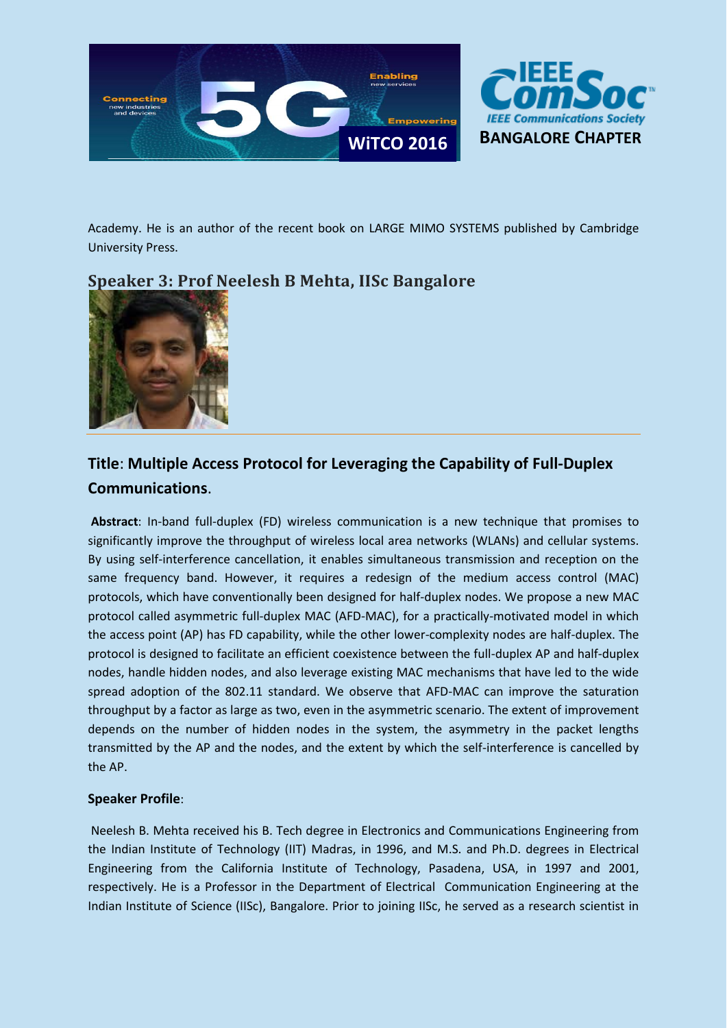Academy. He is an author of the recent book on LARGE MIMO SYSTEMS published by Cambridge University Press.

## Speaker 3: Prof Neelesh B Mehta, IISc Bangalore

## Title: Multiple Access Protocol for Leveraging the Capability of Full-Duplex Communications.

**Abstract**: In-band full-duplex (FD) wireless communication is a new technique that promises to significantly improve the throughput of wireless local area networks (WLANs) and cellular systems. By using self-interference cancellation, it enables simultaneous transmission and reception on the same frequency band. However, it requires a redesign of the medium access control (MAC) protocols, which have conventionally been designed for half-duplex nodes. We propose a new MAC protocol called asymmetric full-duplex MAC (AFD-MAC), for a practically-motivated model in which the access point (AP) has FD capability, while the other lower-complexity nodes are half-duplex. The protocol is designed to facilitate an efficient coexistence between the full-duplex AP and half-duplex nodes, handle hidden nodes, and also leverage existing MAC mechanisms that have led to the wide spread adoption of the 802.11 standard. We observe that AFD-MAC can improve the saturation throughput by a factor as large as two, even in the asymmetric scenario. The extent of improvement depends on the number of hidden nodes in the system, the asymmetry in the packet lengths transmitted by the AP and the nodes, and the extent by which the self-interference is cancelled by the AP.

**Speaker Profile**:

Neelesh B. Mehta received his B. Tech degree in Electronics and Communications Engineering from the Indian Institute of Technology (IIT) Madras, in 1996, and M.S. and Ph.D. degrees in Electrical Engineering from the California Institute of Technology, Pasadena, USA, in 1997 and 2001, respectively. He is a Professor in the Department of Electrical Communication Engineering at the Indian Institute of Science (IISc), Bangalore. Prior to joining IISc, he served as a research scientist in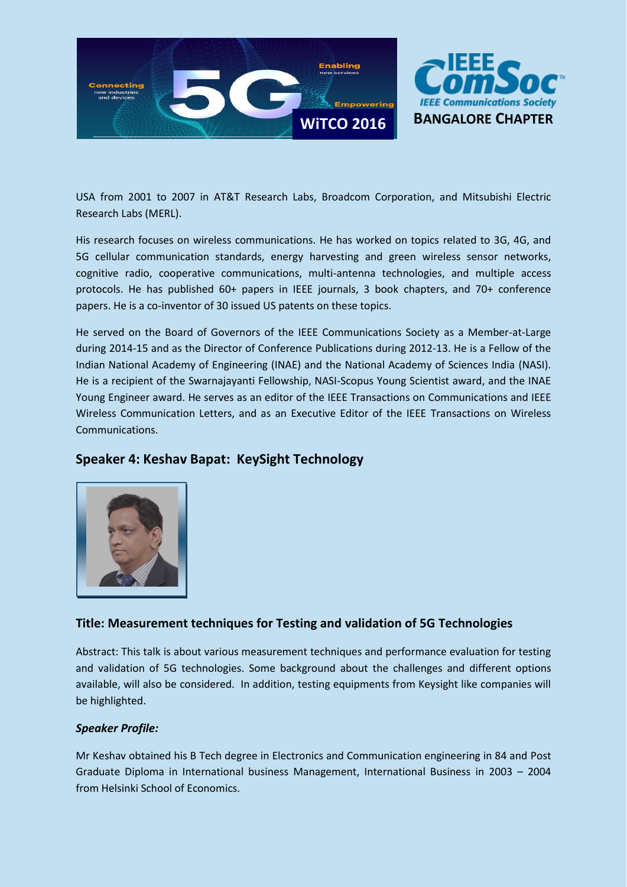USA from 2001 to 2007 in AT&T Research Labs, Broadcom Corporation, and Mitsubishi Electric Research Labs (MERL).

His research focuses on wireless communications. He has worked on topics related to 3G, 4G, and 5G cellular communication standards, energy harvesting and green wireless sensor networks, cognitive radio, cooperative communications, multi-antenna technologies, and multiple access protocols. He has published 60+ papers in IEEE journals, 3 book chapters, and 70+ conference papers. He is a co-inventor of 30 issued US patents on these topics.

He served on the Board of Governors of the IEEE Communications Society as a Member-at-Large during 2014-15 and as the Director of Conference Publications during 2012-13. He is a Fellow of the Indian National Academy of Engineering (INAE) and the National Academy of Sciences India (NASI). He is a recipient of the Swarnajayanti Fellowship, NASI-Scopus Young Scientist award, and the INAE Young Engineer award. He serves as an editor of the IEEE Transactions on Communications and IEEE Wireless Communication Letters, and as an Executive Editor of the IEEE Transactions on Wireless Communications.

## Speaker 4: Keshav Bapat: KeySight Technology

### Title: Measurement techniques for Testing and validation of 5G Technologies

Abstract: This talk is about various measurement techniques and performance evaluation for testing and validation of 5G technologies. Some background about the challenges and different options available, will also be considered. In addition, testing equipments from Keysight like companies will be highlighted.

***Speaker Profile:***

Mr Keshav obtained his B Tech degree in Electronics and Communication engineering in 84 and Post Graduate Diploma in International business Management, International Business in 2003 – 2004 from Helsinki School of Economics.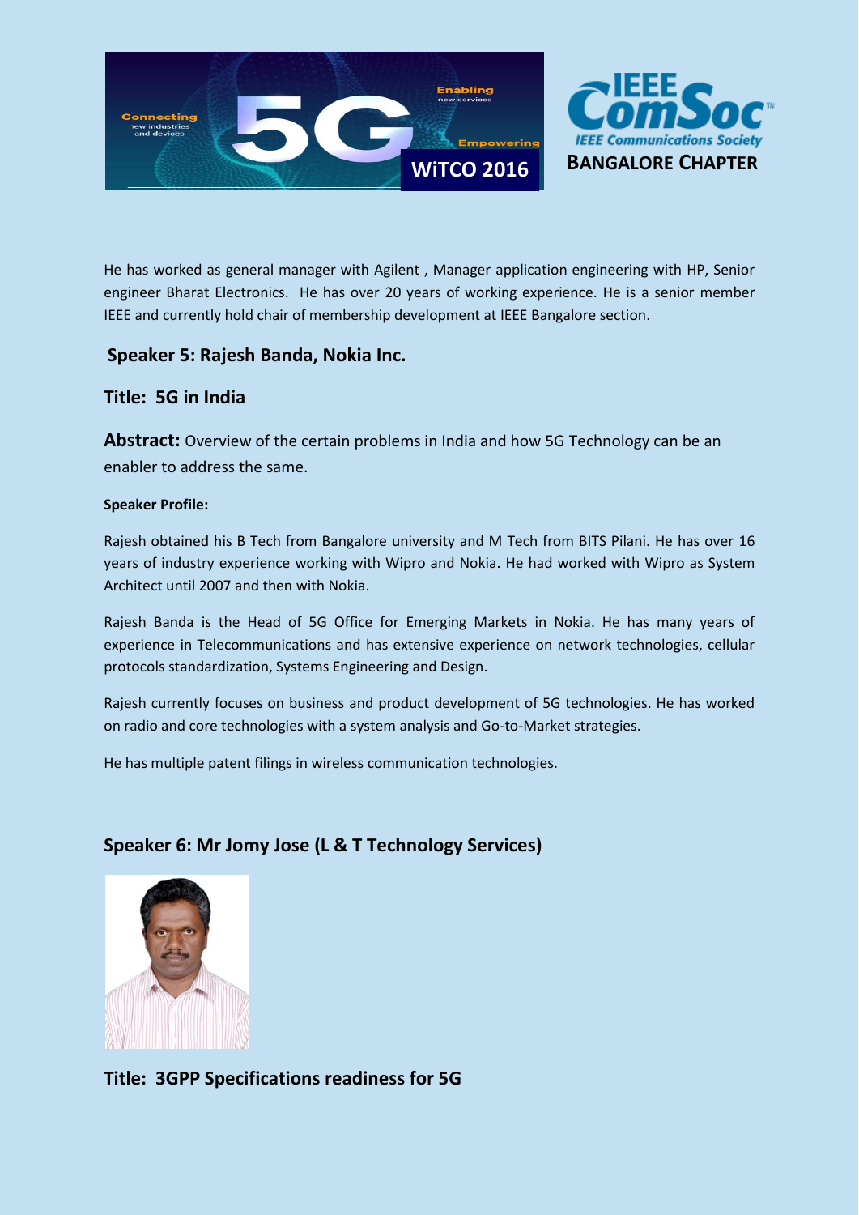He has worked as general manager with Agilent , Manager application engineering with HP, Senior engineer Bharat Electronics.  He has over 20 years of working experience. He is a senior member IEEE and currently hold chair of membership development at IEEE Bangalore section.

## Speaker 5: Rajesh Banda, Nokia Inc.

## Title:  5G in India

**Abstract:** Overview of the certain problems in India and how 5G Technology can be an enabler to address the same.

**Speaker Profile:**

Rajesh obtained his B Tech from Bangalore university and M Tech from BITS Pilani. He has over 16 years of industry experience working with Wipro and Nokia. He had worked with Wipro as System Architect until 2007 and then with Nokia.

Rajesh Banda is the Head of 5G Office for Emerging Markets in Nokia. He has many years of experience in Telecommunications and has extensive experience on network technologies, cellular protocols standardization, Systems Engineering and Design.

Rajesh currently focuses on business and product development of 5G technologies. He has worked on radio and core technologies with a system analysis and Go-to-Market strategies.

He has multiple patent filings in wireless communication technologies.

## Speaker 6: Mr Jomy Jose (L & T Technology Services)

## Title:  3GPP Specifications readiness for 5G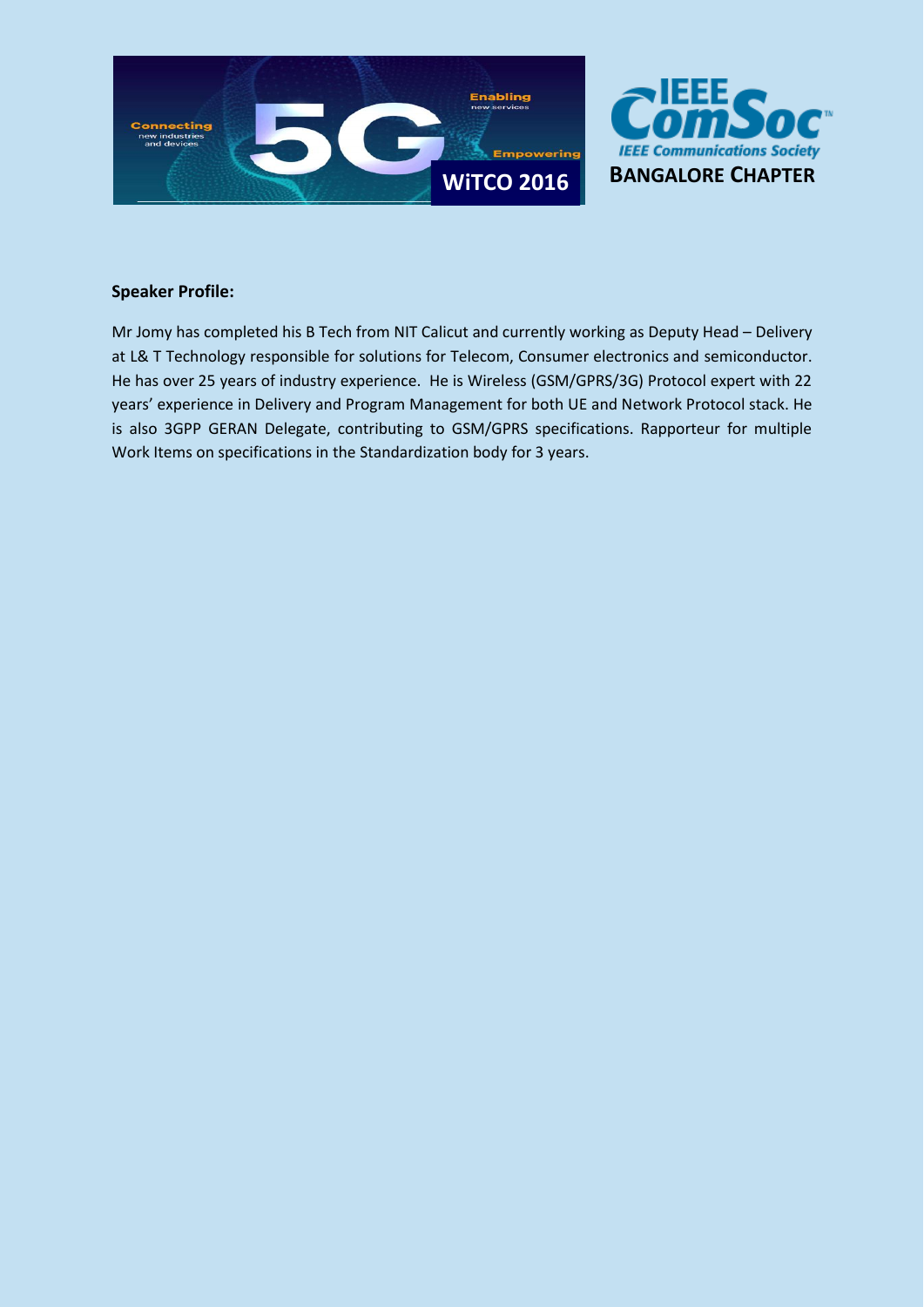**Speaker Profile:**

Mr Jomy has completed his B Tech from NIT Calicut and currently working as Deputy Head – Delivery at L& T Technology responsible for solutions for Telecom, Consumer electronics and semiconductor. He has over 25 years of industry experience. He is Wireless (GSM/GPRS/3G) Protocol expert with 22 years' experience in Delivery and Program Management for both UE and Network Protocol stack. He is also 3GPP GERAN Delegate, contributing to GSM/GPRS specifications. Rapporteur for multiple Work Items on specifications in the Standardization body for 3 years.